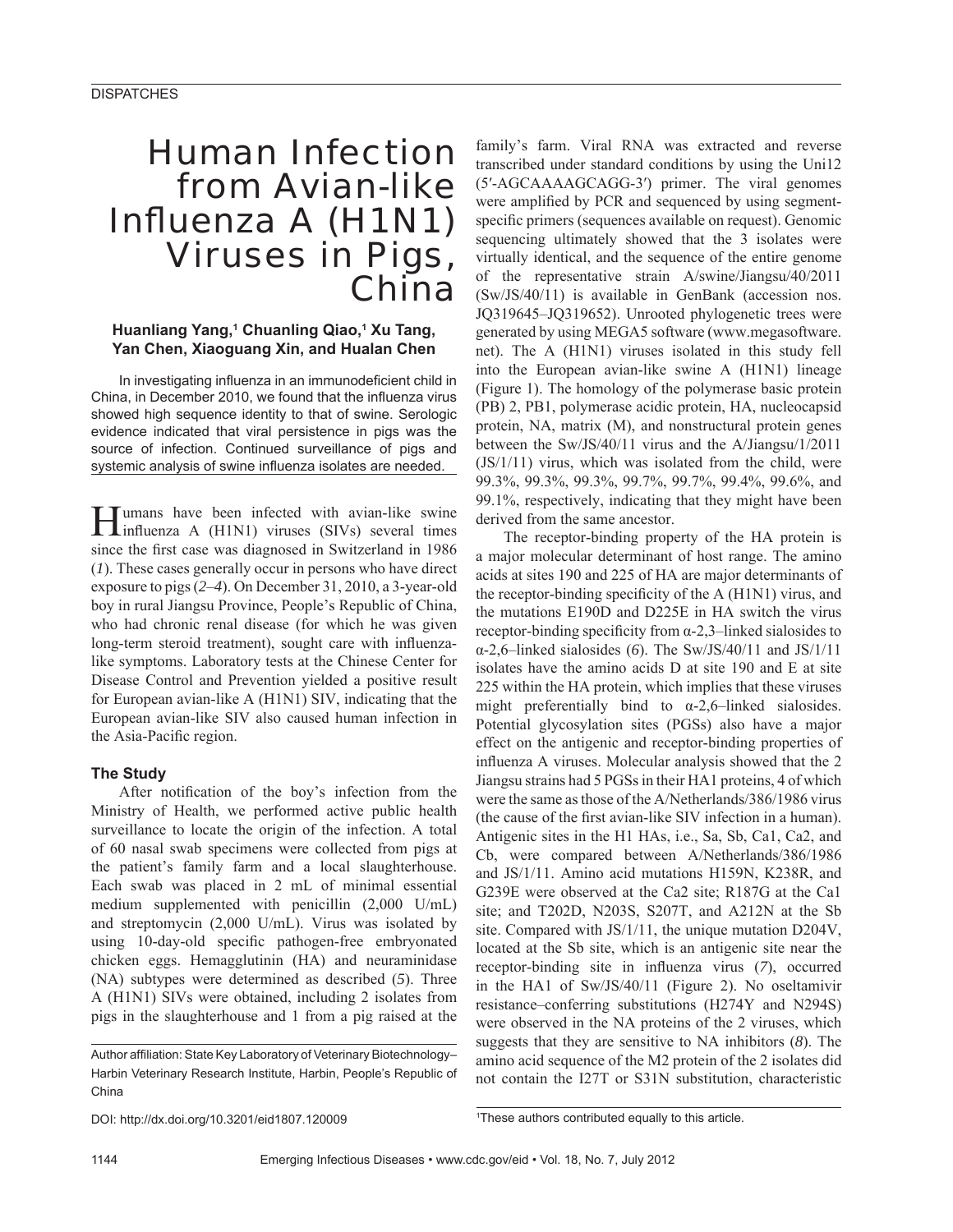DISPATCHES

# Human Infection from Avian-like Influenza A (H1N1) Viruses in Pigs, China

**Huanliang Yang,[1] Chuanling Qiao,[1] Xu Tang, Yan Chen, Xiaoguang Xin, and Hualan Chen**

In investigating influenza in an immunodeficient child in China, in December 2010, we found that the influenza virus showed high sequence identity to that of swine. Serologic evidence indicated that viral persistence in pigs was the source of infection. Continued surveillance of pigs and systemic analysis of swine influenza isolates are needed.

Humans have been infected with avian-like swine influenza A (H1N1) viruses (SIVs) several times since the first case was diagnosed in Switzerland in 1986 (*1*). These cases generally occur in persons who have direct exposure to pigs (*2*–*4*). On December 31, 2010, a 3-year-old boy in rural Jiangsu Province, People's Republic of China, who had chronic renal disease (for which he was given long-term steroid treatment), sought care with influenza-like symptoms. Laboratory tests at the Chinese Center for Disease Control and Prevention yielded a positive result for European avian-like A (H1N1) SIV, indicating that the European avian-like SIV also caused human infection in the Asia-Pacific region.

## The Study

After notification of the boy's infection from the Ministry of Health, we performed active public health surveillance to locate the origin of the infection. A total of 60 nasal swab specimens were collected from pigs at the patient's family farm and a local slaughterhouse. Each swab was placed in 2 mL of minimal essential medium supplemented with penicillin (2,000 U/mL) and streptomycin (2,000 U/mL). Virus was isolated by using 10-day-old specific pathogen-free embryonated chicken eggs. Hemagglutinin (HA) and neuraminidase (NA) subtypes were determined as described (*5*). Three A (H1N1) SIVs were obtained, including 2 isolates from pigs in the slaughterhouse and 1 from a pig raised at the family's farm. Viral RNA was extracted and reverse transcribed under standard conditions by using the Uni12 (5′-AGCAAAAGCAGG-3′) primer. The viral genomes were amplified by PCR and sequenced by using segment-specific primers (sequences available on request). Genomic sequencing ultimately showed that the 3 isolates were virtually identical, and the sequence of the entire genome of the representative strain A/swine/Jiangsu/40/2011 (Sw/JS/40/11) is available in GenBank (accession nos. JQ319645–JQ319652). Unrooted phylogenetic trees were generated by using MEGA5 software (www.megasoftware.net). The A (H1N1) viruses isolated in this study fell into the European avian-like swine A (H1N1) lineage (Figure 1). The homology of the polymerase basic protein (PB) 2, PB1, polymerase acidic protein, HA, nucleocapsid protein, NA, matrix (M), and nonstructural protein genes between the Sw/JS/40/11 virus and the A/Jiangsu/1/2011 (JS/1/11) virus, which was isolated from the child, were 99.3%, 99.3%, 99.3%, 99.7%, 99.7%, 99.4%, 99.6%, and 99.1%, respectively, indicating that they might have been derived from the same ancestor.

The receptor-binding property of the HA protein is a major molecular determinant of host range. The amino acids at sites 190 and 225 of HA are major determinants of the receptor-binding specificity of the A (H1N1) virus, and the mutations E190D and D225E in HA switch the virus receptor-binding specificity from α-2,3–linked sialosides to α-2,6–linked sialosides (*6*). The Sw/JS/40/11 and JS/1/11 isolates have the amino acids D at site 190 and E at site 225 within the HA protein, which implies that these viruses might preferentially bind to α-2,6–linked sialosides. Potential glycosylation sites (PGSs) also have a major effect on the antigenic and receptor-binding properties of influenza A viruses. Molecular analysis showed that the 2 Jiangsu strains had 5 PGSs in their HA1 proteins, 4 of which were the same as those of the A/Netherlands/386/1986 virus (the cause of the first avian-like SIV infection in a human). Antigenic sites in the H1 HAs, i.e., Sa, Sb, Ca1, Ca2, and Cb, were compared between A/Netherlands/386/1986 and JS/1/11. Amino acid mutations H159N, K238R, and G239E were observed at the Ca2 site; R187G at the Ca1 site; and T202D, N203S, S207T, and A212N at the Sb site. Compared with JS/1/11, the unique mutation D204V, located at the Sb site, which is an antigenic site near the receptor-binding site in influenza virus (*7*), occurred in the HA1 of Sw/JS/40/11 (Figure 2). No oseltamivir resistance–conferring substitutions (H274Y and N294S) were observed in the NA proteins of the 2 viruses, which suggests that they are sensitive to NA inhibitors (*8*). The amino acid sequence of the M2 protein of the 2 isolates did not contain the I27T or S31N substitution, characteristic

Author affiliation: State Key Laboratory of Veterinary Biotechnology–Harbin Veterinary Research Institute, Harbin, People's Republic of China

DOI: http://dx.doi.org/10.3201/eid1807.120009

[1]These authors contributed equally to this article.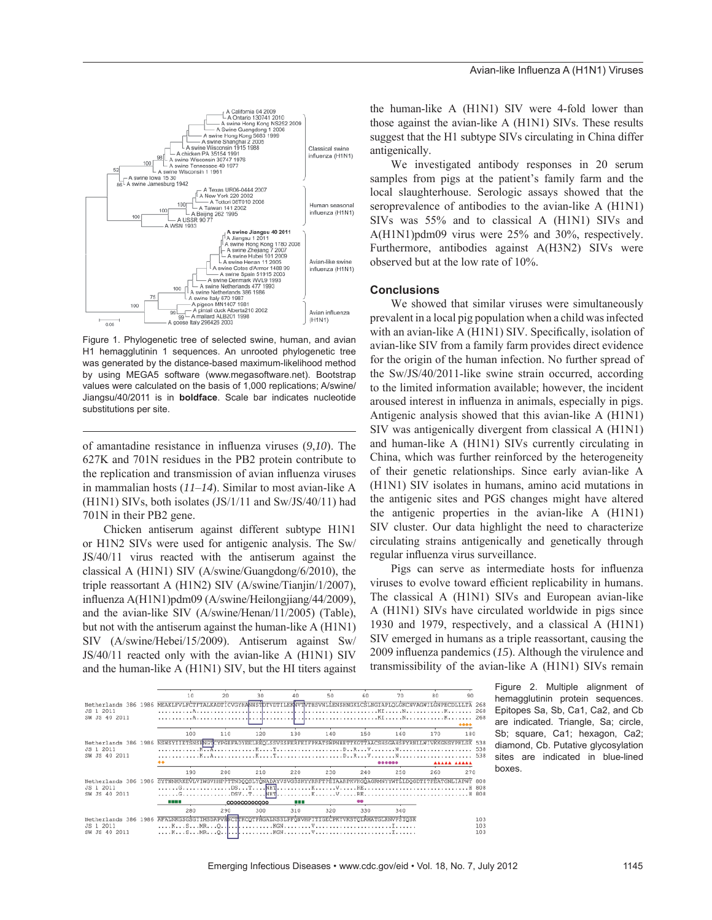Figure 1. Phylogenetic tree of selected swine, human, and avian H1 hemagglutinin 1 sequences. An unrooted phylogenetic tree was generated by the distance-based maximum-likelihood method by using MEGA5 software (www.megasoftware.net). Bootstrap values were calculated on the basis of 1,000 replications; A/swine/Jiangsu/40/2011 is in **boldface**. Scale bar indicates nucleotide substitutions per site.

of amantadine resistance in influenza viruses (*9*,*10*). The 627K and 701N residues in the PB2 protein contribute to the replication and transmission of avian influenza viruses in mammalian hosts (*11*–*14*). Similar to most avian-like A (H1N1) SIVs, both isolates (JS/1/11 and Sw/JS/40/11) had 701N in their PB2 gene.

Chicken antiserum against different subtype H1N1 or H1N2 SIVs were used for antigenic analysis. The Sw/JS/40/11 virus reacted with the antiserum against the classical A (H1N1) SIV (A/swine/Guangdong/6/2010), the triple reassortant A (H1N2) SIV (A/swine/Tianjin/1/2007), influenza A(H1N1)pdm09 (A/swine/Heilongjiang/44/2009), and the avian-like SIV (A/swine/Henan/11/2005) (Table), but not with the antiserum against the human-like A (H1N1) SIV (A/swine/Hebei/15/2009). Antiserum against Sw/JS/40/11 reacted only with the avian-like A (H1N1) SIV and the human-like A (H1N1) SIV, but the HI titers against the human-like A (H1N1) SIV were 4-fold lower than those against the avian-like A (H1N1) SIVs. These results suggest that the H1 subtype SIVs circulating in China differ antigenically.

We investigated antibody responses in 20 serum samples from pigs at the patient's family farm and the local slaughterhouse. Serologic assays showed that the seroprevalence of antibodies to the avian-like A (H1N1) SIVs was 55% and to classical A (H1N1) SIVs and A(H1N1)pdm09 virus were 25% and 30%, respectively. Furthermore, antibodies against A(H3N2) SIVs were observed but at the low rate of 10%.

## Conclusions

We showed that similar viruses were simultaneously prevalent in a local pig population when a child was infected with an avian-like A (H1N1) SIV. Specifically, isolation of avian-like SIV from a family farm provides direct evidence for the origin of the human infection. No further spread of the Sw/JS/40/2011-like swine strain occurred, according to the limited information available; however, the incident aroused interest in influenza in animals, especially in pigs. Antigenic analysis showed that this avian-like A (H1N1) SIV was antigenically divergent from classical A (H1N1) and human-like A (H1N1) SIVs currently circulating in China, which was further reinforced by the heterogeneity of their genetic relationships. Since early avian-like A (H1N1) SIV isolates in humans, amino acid mutations in the antigenic sites and PGS changes might have altered the antigenic properties in the avian-like A (H1N1) SIV cluster. Our data highlight the need to characterize circulating strains antigenically and genetically through regular influenza virus surveillance.

Pigs can serve as intermediate hosts for influenza viruses to evolve toward efficient replicability in humans. The classical A (H1N1) SIVs and European avian-like A (H1N1) SIVs have circulated worldwide in pigs since 1930 and 1979, respectively, and a classical A (H1N1) SIV emerged in humans as a triple reassortant, causing the 2009 influenza pandemics (*15*). Although the virulence and transmissibility of the avian-like A (H1N1) SIVs remain

Figure 2. Multiple alignment of hemagglutinin protein sequences. Epitopes Sa, Sb, Ca1, Ca2, and Cb are indicated. Triangle, Sa; circle, Sb; square, Ca1; hexagon, Ca2; diamond, Cb. Putative glycosylation sites are indicated in blue-lined boxes.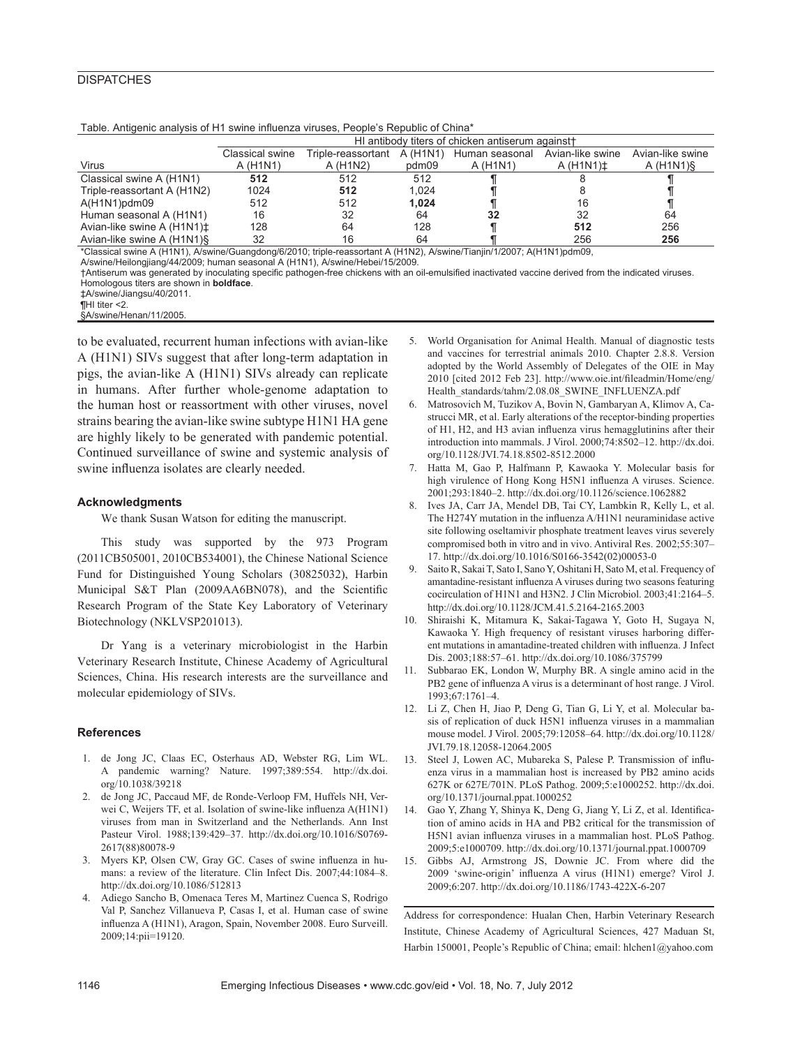Table. Antigenic analysis of H1 swine influenza viruses, People's Republic of China*

| | HI antibody titers of chicken antiserum against† | | | | | |
|---|---|---|---|---|---|---|
| Virus | Classical swine A (H1N1) | Triple-reassortant A (H1N2) | A (H1N1) pdm09 | Human seasonal A (H1N1) | Avian-like swine A (H1N1)‡ | Avian-like swine A (H1N1)§ |
| Classical swine A (H1N1) | **512** | 512 | 512 | ¶ | 8 | ¶ |
| Triple-reassortant A (H1N2) | 1024 | **512** | 1,024 | ¶ | 8 | ¶ |
| A(H1N1)pdm09 | 512 | 512 | **1,024** | ¶ | 16 | ¶ |
| Human seasonal A (H1N1) | 16 | 32 | 64 | **32** | 32 | 64 |
| Avian-like swine A (H1N1)‡ | 128 | 64 | 128 | ¶ | **512** | 256 |
| Avian-like swine A (H1N1)§ | 32 | 16 | 64 | ¶ | 256 | **256** |

*Classical swine A (H1N1), A/swine/Guangdong/6/2010; triple-reassortant A (H1N2), A/swine/Tianjin/1/2007; A(H1N1)pdm09, A/swine/Heilongjiang/44/2009; human seasonal A (H1N1), A/swine/Hebei/15/2009.
†Antiserum was generated by inoculating specific pathogen-free chickens with an oil-emulsified inactivated vaccine derived from the indicated viruses. Homologous titers are shown in **boldface**.
‡A/swine/Jiangsu/40/2011.
¶HI titer <2.
§A/swine/Henan/11/2005.

to be evaluated, recurrent human infections with avian-like A (H1N1) SIVs suggest that after long-term adaptation in pigs, the avian-like A (H1N1) SIVs already can replicate in humans. After further whole-genome adaptation to the human host or reassortment with other viruses, novel strains bearing the avian-like swine subtype H1N1 HA gene are highly likely to be generated with pandemic potential. Continued surveillance of swine and systemic analysis of swine influenza isolates are clearly needed.

### Acknowledgments

We thank Susan Watson for editing the manuscript.

This study was supported by the 973 Program (2011CB505001, 2010CB534001), the Chinese National Science Fund for Distinguished Young Scholars (30825032), Harbin Municipal S&T Plan (2009AA6BN078), and the Scientific Research Program of the State Key Laboratory of Veterinary Biotechnology (NKLVSP201013).

Dr Yang is a veterinary microbiologist in the Harbin Veterinary Research Institute, Chinese Academy of Agricultural Sciences, China. His research interests are the surveillance and molecular epidemiology of SIVs.

### References

1. de Jong JC, Claas EC, Osterhaus AD, Webster RG, Lim WL. A pandemic warning? Nature. 1997;389:554. http://dx.doi.org/10.1038/39218
2. de Jong JC, Paccaud MF, de Ronde-Verloop FM, Huffels NH, Verwei C, Weijers TF, et al. Isolation of swine-like influenza A(H1N1) viruses from man in Switzerland and the Netherlands. Ann Inst Pasteur Virol. 1988;139:429–37. http://dx.doi.org/10.1016/S0769-2617(88)80078-9
3. Myers KP, Olsen CW, Gray GC. Cases of swine influenza in humans: a review of the literature. Clin Infect Dis. 2007;44:1084–8. http://dx.doi.org/10.1086/512813
4. Adiego Sancho B, Omenaca Teres M, Martinez Cuenca S, Rodrigo Val P, Sanchez Villanueva P, Casas I, et al. Human case of swine influenza A (H1N1), Aragon, Spain, November 2008. Euro Surveill. 2009;14:pii=19120.
5. World Organisation for Animal Health. Manual of diagnostic tests and vaccines for terrestrial animals 2010. Chapter 2.8.8. Version adopted by the World Assembly of Delegates of the OIE in May 2010 [cited 2012 Feb 23]. http://www.oie.int/fileadmin/Home/eng/Health_standards/tahm/2.08.08_SWINE_INFLUENZA.pdf
6. Matrosovich M, Tuzikov A, Bovin N, Gambaryan A, Klimov A, Castrucci MR, et al. Early alterations of the receptor-binding properties of H1, H2, and H3 avian influenza virus hemagglutinins after their introduction into mammals. J Virol. 2000;74:8502–12. http://dx.doi.org/10.1128/JVI.74.18.8502-8512.2000
7. Hatta M, Gao P, Halfmann P, Kawaoka Y. Molecular basis for high virulence of Hong Kong H5N1 influenza A viruses. Science. 2001;293:1840–2. http://dx.doi.org/10.1126/science.1062882
8. Ives JA, Carr JA, Mendel DB, Tai CY, Lambkin R, Kelly L, et al. The H274Y mutation in the influenza A/H1N1 neuraminidase active site following oseltamivir phosphate treatment leaves virus severely compromised both in vitro and in vivo. Antiviral Res. 2002;55:307–17. http://dx.doi.org/10.1016/S0166-3542(02)00053-0
9. Saito R, Sakai T, Sato I, Sano Y, Oshitani H, Sato M, et al. Frequency of amantadine-resistant influenza A viruses during two seasons featuring cocirculation of H1N1 and H3N2. J Clin Microbiol. 2003;41:2164–5. http://dx.doi.org/10.1128/JCM.41.5.2164-2165.2003
10. Shiraishi K, Mitamura K, Sakai-Tagawa Y, Goto H, Sugaya N, Kawaoka Y. High frequency of resistant viruses harboring different mutations in amantadine-treated children with influenza. J Infect Dis. 2003;188:57–61. http://dx.doi.org/10.1086/375799
11. Subbarao EK, London W, Murphy BR. A single amino acid in the PB2 gene of influenza A virus is a determinant of host range. J Virol. 1993;67:1761–4.
12. Li Z, Chen H, Jiao P, Deng G, Tian G, Li Y, et al. Molecular basis of replication of duck H5N1 influenza viruses in a mammalian mouse model. J Virol. 2005;79:12058–64. http://dx.doi.org/10.1128/JVI.79.18.12058-12064.2005
13. Steel J, Lowen AC, Mubareka S, Palese P. Transmission of influenza virus in a mammalian host is increased by PB2 amino acids 627K or 627E/701N. PLoS Pathog. 2009;5:e1000252. http://dx.doi.org/10.1371/journal.ppat.1000252
14. Gao Y, Zhang Y, Shinya K, Deng G, Jiang Y, Li Z, et al. Identification of amino acids in HA and PB2 critical for the transmission of H5N1 avian influenza viruses in a mammalian host. PLoS Pathog. 2009;5:e1000709. http://dx.doi.org/10.1371/journal.ppat.1000709
15. Gibbs AJ, Armstrong JS, Downie JC. From where did the 2009 'swine-origin' influenza A virus (H1N1) emerge? Virol J. 2009;6:207. http://dx.doi.org/10.1186/1743-422X-6-207

Address for correspondence: Hualan Chen, Harbin Veterinary Research Institute, Chinese Academy of Agricultural Sciences, 427 Maduan St, Harbin 150001, People's Republic of China; email: hlchen1@yahoo.com